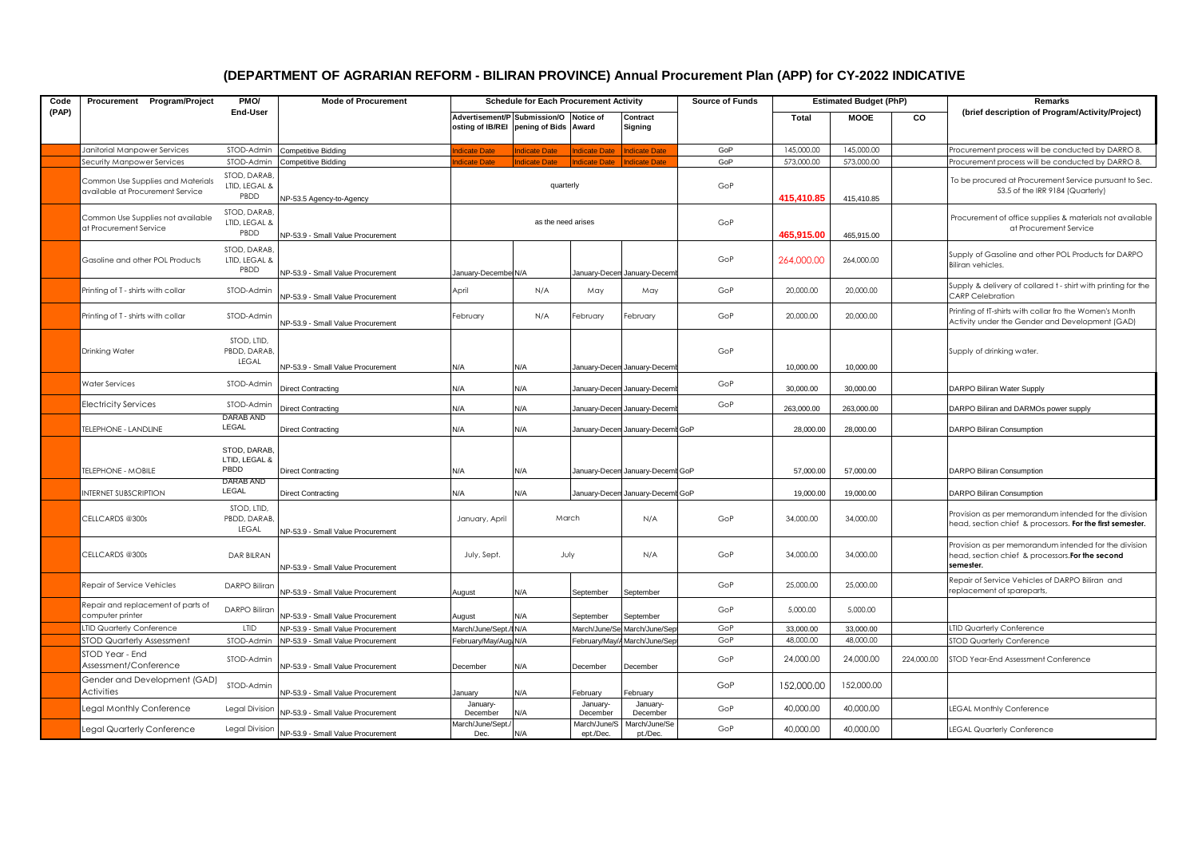# (DEPARTMENT OF AGRARIAN REFORM - BILIRAN PROVINCE) Annual Procurement Plan (APP) for CY-2022 INDICATIVE

| Code (PAP) | Procurement Program/Project | PMO/ End-User | Mode of Procurement | Schedule for Each Procurement Activity | | | | Source of Funds | Estimated Budget (PhP) | | | Remarks (brief description of Program/Activity/Project) |
|---|---|---|---|---|---|---|---|---|---|---|---|---|
| | | | | Advertisement/Posting of IB/REI | Submission/Opening of Bids | Notice of Award | Contract Signing | | Total | MOOE | CO | |
| | Janitorial Manpower Services | STOD-Admin | Competitive Bidding | Indicate Date | Indicate Date | Indicate Date | Indicate Date | GoP | 145,000.00 | 145,000.00 | | Procurement process will be conducted by DARRO 8. |
| | Security Manpower Services | STOD-Admin | Competitive Bidding | Indicate Date | Indicate Date | Indicate Date | Indicate Date | GoP | 573,000.00 | 573,000.00 | | Procurement process will be conducted by DARRO 8. |
| | Common Use Supplies and Materials available at Procurement Service | STOD, DARAB, LTID, LEGAL & PBDD | NP-53.5 Agency-to-Agency | quarterly | | | | GoP | 415,410.85 | 415,410.85 | | To be procured at Procurement Service pursuant to Sec. 53.5 of the IRR 9184 (Quarterly) |
| | Common Use Supplies not available at Procurement Service | STOD, DARAB, LTID, LEGAL & PBDD | NP-53.9 - Small Value Procurement | as the need arises | | | | GoP | 465,915.00 | 465,915.00 | | Procurement of office supplies & materials not available at Procurement Service |
| | Gasoline and other POL Products | STOD, DARAB, LTID, LEGAL & PBDD | NP-53.9 - Small Value Procurement | January-Decembe | N/A | January-Decem | January-Decemb | GoP | 264,000.00 | 264,000.00 | | Supply of Gasoline and other POL Products for DARPO Biliran vehicles. |
| | Printing of T - shirts with collar | STOD-Admin | NP-53.9 - Small Value Procurement | April | N/A | May | May | GoP | 20,000.00 | 20,000.00 | | Supply & delivery of collared t - shirt with printing for the CARP Celebration |
| | Printing of T - shirts with collar | STOD-Admin | NP-53.9 - Small Value Procurement | February | N/A | February | February | GoP | 20,000.00 | 20,000.00 | | Printing of tT-shirts with collar fro the Women's Month Activity under the Gender and Development (GAD) |
| | Drinking Water | STOD, LTID, PBDD, DARAB, LEGAL | NP-53.9 - Small Value Procurement | N/A | N/A | January-Decem | January-Decemb | GoP | 10,000.00 | 10,000.00 | | Supply of drinking water. |
| | Water Services | STOD-Admin | Direct Contracting | N/A | N/A | January-Decem | January-Decemb | GoP | 30,000.00 | 30,000.00 | | DARPO Biliran Water Supply |
| | Electricity Services | STOD-Admin | Direct Contracting | N/A | N/A | January-Decem | January-Decemb | GoP | 263,000.00 | 263,000.00 | | DARPO Biliran and DARMOs power supply |
| | TELEPHONE - LANDLINE | DARAB AND LEGAL | Direct Contracting | N/A | N/A | January-Decem | January-Decemb | GoP | 28,000.00 | 28,000.00 | | DARPO Biliran Consumption |
| | TELEPHONE - MOBILE | STOD, DARAB, LTID, LEGAL & PBDD | Direct Contracting | N/A | N/A | January-Decem | January-Decemb | GoP | 57,000.00 | 57,000.00 | | DARPO Biliran Consumption |
| | INTERNET SUBSCRIPTION | DARAB AND LEGAL | Direct Contracting | N/A | N/A | January-Decem | January-Decemb | GoP | 19,000.00 | 19,000.00 | | DARPO Biliran Consumption |
| | CELLCARDS @300s | STOD, LTID, PBDD, DARAB, LEGAL | NP-53.9 - Small Value Procurement | January, April | March | | N/A | GoP | 34,000.00 | 34,000.00 | | Provision as per memorandum intended for the division head, section chief & processors. **For the first semester.** |
| | CELLCARDS @300s | DAR BILRAN | NP-53.9 - Small Value Procurement | July, Sept. | July | | N/A | GoP | 34,000.00 | 34,000.00 | | Provision as per memorandum intended for the division head, section chief & processors.**For the second semester.** |
| | Repair of Service Vehicles | DARPO Biliran | NP-53.9 - Small Value Procurement | August | N/A | September | September | GoP | 25,000.00 | 25,000.00 | | Repair of Service Vehicles of DARPO Biliran and replacement of spareparts, |
| | Repair and replacement of parts of computer printer | DARPO Biliran | NP-53.9 - Small Value Procurement | August | N/A | September | September | GoP | 5,000.00 | 5,000.00 | | |
| | LTID Quarterly Conference | LTID | NP-53.9 - Small Value Procurement | March/June/Sept./I | N/A | March/June/Se | March/June/Sep | GoP | 33,000.00 | 33,000.00 | | LTID Quarterly Conference |
| | STOD Quarterly Assessment | STOD-Admin | NP-53.9 - Small Value Procurement | February/May/Aug | N/A | February/May/A | March/June/Sep | GoP | 48,000.00 | 48,000.00 | | STOD Quarterly Conference |
| | STOD Year - End Assessment/Conference | STOD-Admin | NP-53.9 - Small Value Procurement | December | N/A | December | December | GoP | 24,000.00 | 24,000.00 | 224,000.00 | STOD Year-End Assessment Conference |
| | Gender and Development (GAD) Activities | STOD-Admin | NP-53.9 - Small Value Procurement | January | N/A | February | February | GoP | 152,000.00 | 152,000.00 | | |
| | Legal Monthly Conference | Legal Division | NP-53.9 - Small Value Procurement | January-December | N/A | January-December | January-December | GoP | 40,000.00 | 40,000.00 | | LEGAL Monthly Conference |
| | Legal Quarterly Conference | Legal Division | NP-53.9 - Small Value Procurement | March/June/Sept./Dec. | N/A | March/June/Sept./Dec. | March/June/Sept./Dec. | GoP | 40,000.00 | 40,000.00 | | LEGAL Quarterly Conference |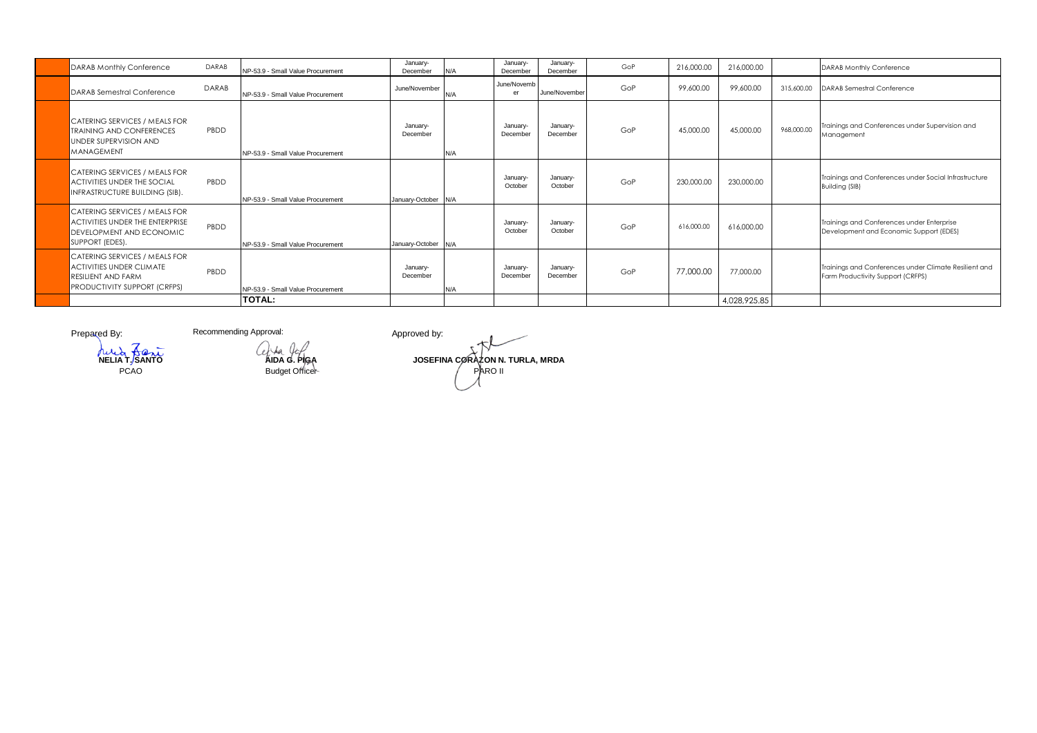| | | | | | | | | | | | | |
|---|---|---|---|---|---|---|---|---|---|---|---|---|
| | DARAB Monthly Conference | DARAB | NP-53.9 - Small Value Procurement | January-December | N/A | January-December | January-December | GoP | 216,000.00 | 216,000.00 | | DARAB Monthly Conference |
| | DARAB Semestral Conference | DARAB | NP-53.9 - Small Value Procurement | June/November | N/A | June/November | June/November | GoP | 99,600.00 | 99,600.00 | 315,600.00 | DARAB Semestral Conference |
| | CATERING SERVICES / MEALS FOR TRAINING AND CONFERENCES UNDER SUPERVISION AND MANAGEMENT | PBDD | NP-53.9 - Small Value Procurement | January-December | N/A | January-December | January-December | GoP | 45,000.00 | 45,000.00 | 968,000.00 | Trainings and Conferences under Supervision and Management |
| | CATERING SERVICES / MEALS FOR ACTIVITIES UNDER THE SOCIAL INFRASTRUCTURE BUILDING (SIB). | PBDD | NP-53.9 - Small Value Procurement | January-October | N/A | January-October | January-October | GoP | 230,000.00 | 230,000.00 | | Trainings and Conferences under Social Infrastructure Building (SIB) |
| | CATERING SERVICES / MEALS FOR ACTIVITIES UNDER THE ENTERPRISE DEVELOPMENT AND ECONOMIC SUPPORT (EDES). | PBDD | NP-53.9 - Small Value Procurement | January-October | N/A | January-October | January-October | GoP | 616,000.00 | 616,000.00 | | Trainings and Conferences under Enterprise Development and Economic Support (EDES) |
| | CATERING SERVICES / MEALS FOR ACTIVITIES UNDER CLIMATE RESILIENT AND FARM PRODUCTIVITY SUPPORT (CRFPS) | PBDD | NP-53.9 - Small Value Procurement | January-December | N/A | January-December | January-December | GoP | 77,000.00 | 77,000.00 | | Trainings and Conferences under Climate Resilient and Farm Productivity Support (CRFPS) |
| | | | **TOTAL:** | | | | | | | 4,028,925.85 | | |

Prepared By:

**NELIA T. SANTO**
PCAO

Recommending Approval:

**AIDA G. PIGA**
Budget Officer

Approved by:

**JOSEFINA CORAZON N. TURLA, MRDA**
PARO II